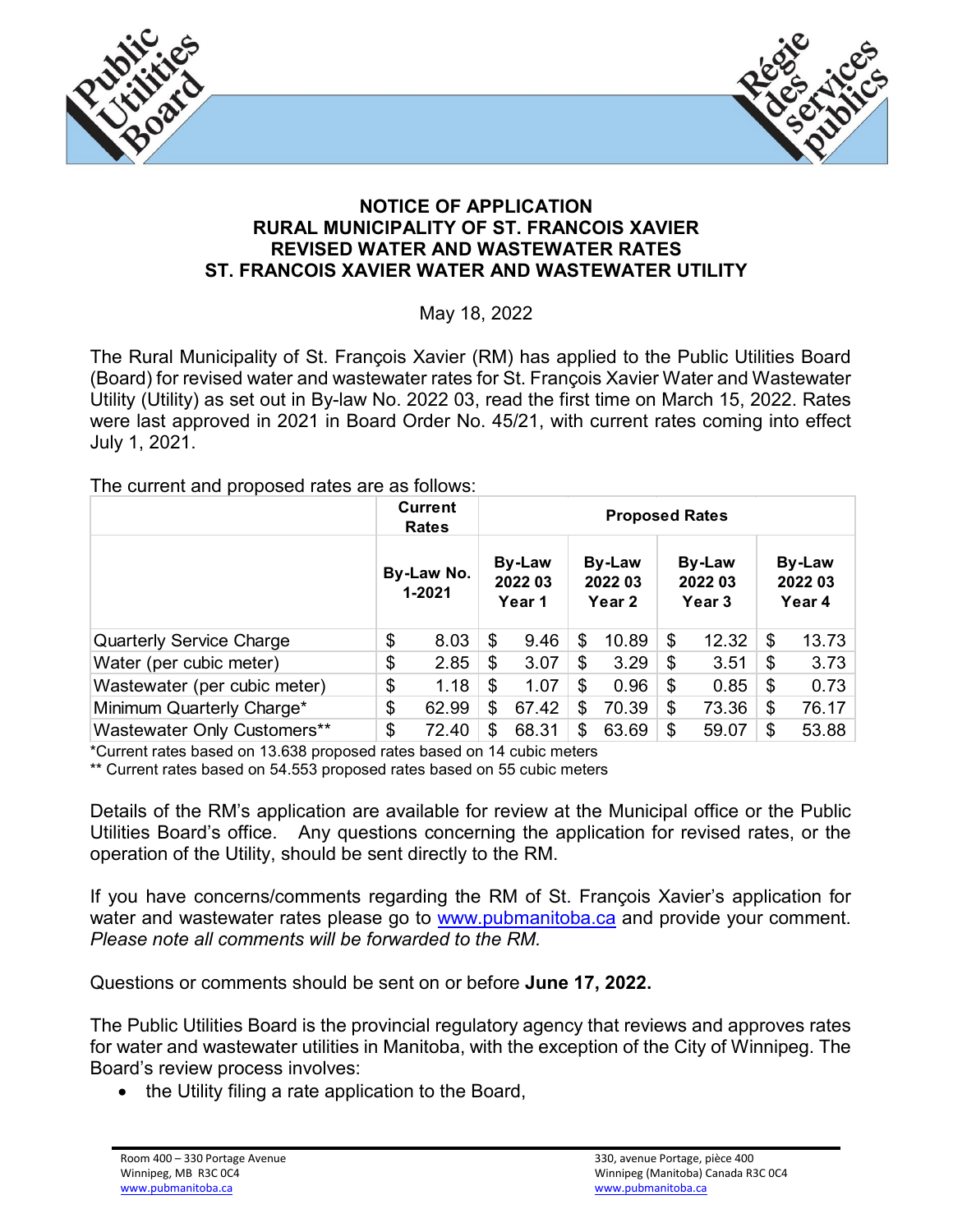# NOTICE OF APPLICATION
## RURAL MUNICIPALITY OF ST. FRANCOIS XAVIER
## REVISED WATER AND WASTEWATER RATES
## ST. FRANCOIS XAVIER WATER AND WASTEWATER UTILITY

May 18, 2022

The Rural Municipality of St. François Xavier (RM) has applied to the Public Utilities Board (Board) for revised water and wastewater rates for St. François Xavier Water and Wastewater Utility (Utility) as set out in By-law No. 2022 03, read the first time on March 15, 2022. Rates were last approved in 2021 in Board Order No. 45/21, with current rates coming into effect July 1, 2021.

The current and proposed rates are as follows:

| | Current Rates | Proposed Rates | | | |
|---|---|---|---|---|---|
| | By-Law No. 1-2021 | By-Law 2022 03 Year 1 | By-Law 2022 03 Year 2 | By-Law 2022 03 Year 3 | By-Law 2022 03 Year 4 |
| Quarterly Service Charge | $ 8.03 | $ 9.46 | $ 10.89 | $ 12.32 | $ 13.73 |
| Water (per cubic meter) | $ 2.85 | $ 3.07 | $ 3.29 | $ 3.51 | $ 3.73 |
| Wastewater (per cubic meter) | $ 1.18 | $ 1.07 | $ 0.96 | $ 0.85 | $ 0.73 |
| Minimum Quarterly Charge* | $ 62.99 | $ 67.42 | $ 70.39 | $ 73.36 | $ 76.17 |
| Wastewater Only Customers** | $ 72.40 | $ 68.31 | $ 63.69 | $ 59.07 | $ 53.88 |

*Current rates based on 13.638 proposed rates based on 14 cubic meters

** Current rates based on 54.553 proposed rates based on 55 cubic meters

Details of the RM's application are available for review at the Municipal office or the Public Utilities Board's office. Any questions concerning the application for revised rates, or the operation of the Utility, should be sent directly to the RM.

If you have concerns/comments regarding the RM of St. François Xavier's application for water and wastewater rates please go to www.pubmanitoba.ca and provide your comment. *Please note all comments will be forwarded to the RM.*

Questions or comments should be sent on or before **June 17, 2022.**

The Public Utilities Board is the provincial regulatory agency that reviews and approves rates for water and wastewater utilities in Manitoba, with the exception of the City of Winnipeg. The Board's review process involves:

- the Utility filing a rate application to the Board,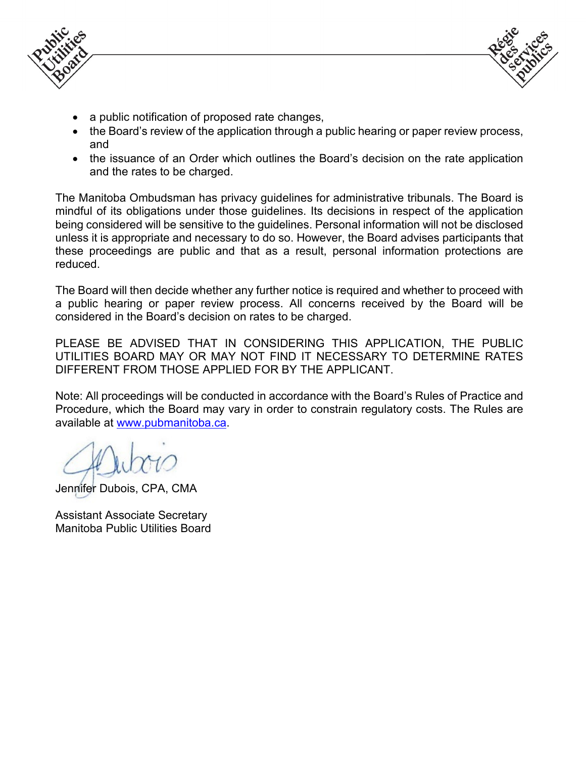- a public notification of proposed rate changes,
- the Board's review of the application through a public hearing or paper review process, and
- the issuance of an Order which outlines the Board's decision on the rate application and the rates to be charged.

The Manitoba Ombudsman has privacy guidelines for administrative tribunals. The Board is mindful of its obligations under those guidelines. Its decisions in respect of the application being considered will be sensitive to the guidelines. Personal information will not be disclosed unless it is appropriate and necessary to do so. However, the Board advises participants that these proceedings are public and that as a result, personal information protections are reduced.

The Board will then decide whether any further notice is required and whether to proceed with a public hearing or paper review process. All concerns received by the Board will be considered in the Board's decision on rates to be charged.

PLEASE BE ADVISED THAT IN CONSIDERING THIS APPLICATION, THE PUBLIC UTILITIES BOARD MAY OR MAY NOT FIND IT NECESSARY TO DETERMINE RATES DIFFERENT FROM THOSE APPLIED FOR BY THE APPLICANT.

Note: All proceedings will be conducted in accordance with the Board's Rules of Practice and Procedure, which the Board may vary in order to constrain regulatory costs. The Rules are available at www.pubmanitoba.ca.

Jennifer Dubois, CPA, CMA

Assistant Associate Secretary
Manitoba Public Utilities Board